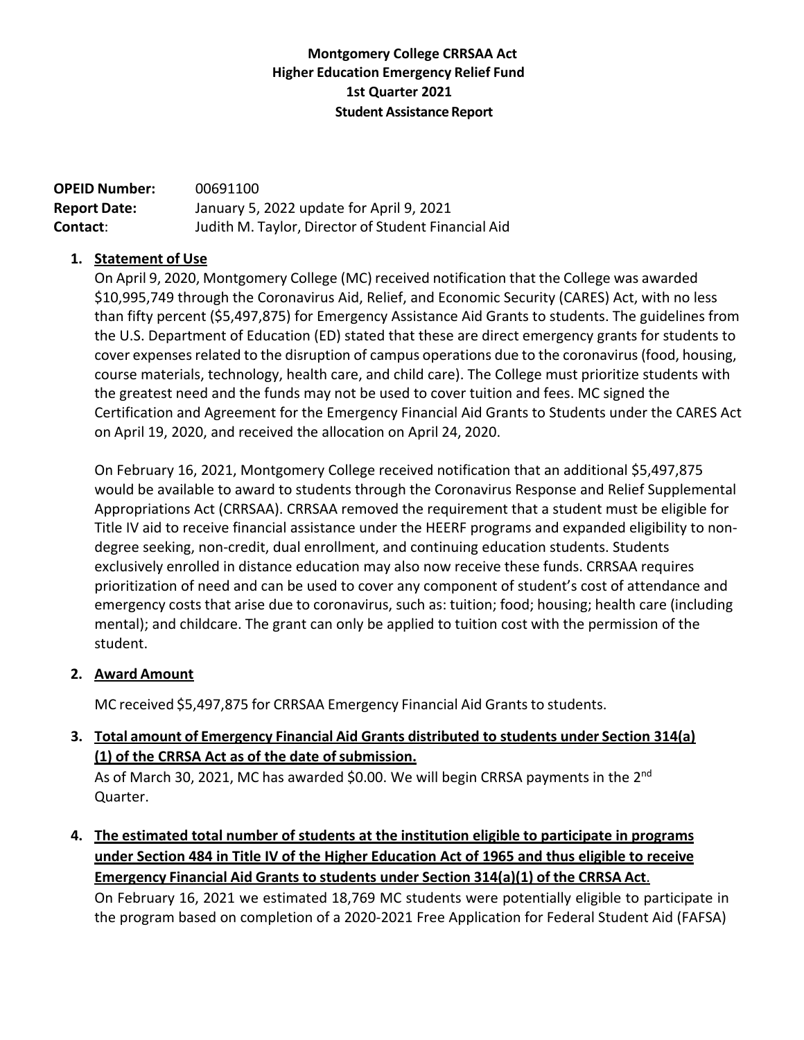**Montgomery College CRRSAA Act**
**Higher Education Emergency Relief Fund**
**1st Quarter 2021**
**Student Assistance Report**

**OPEID Number:** 00691100
**Report Date:** January 5, 2022 update for April 9, 2021
**Contact**: Judith M. Taylor, Director of Student Financial Aid

1. **Statement of Use**

   On April 9, 2020, Montgomery College (MC) received notification that the College was awarded $10,995,749 through the Coronavirus Aid, Relief, and Economic Security (CARES) Act, with no less than fifty percent ($5,497,875) for Emergency Assistance Aid Grants to students. The guidelines from the U.S. Department of Education (ED) stated that these are direct emergency grants for students to cover expenses related to the disruption of campus operations due to the coronavirus (food, housing, course materials, technology, health care, and child care). The College must prioritize students with the greatest need and the funds may not be used to cover tuition and fees. MC signed the Certification and Agreement for the Emergency Financial Aid Grants to Students under the CARES Act on April 19, 2020, and received the allocation on April 24, 2020.

   On February 16, 2021, Montgomery College received notification that an additional $5,497,875 would be available to award to students through the Coronavirus Response and Relief Supplemental Appropriations Act (CRRSAA). CRRSAA removed the requirement that a student must be eligible for Title IV aid to receive financial assistance under the HEERF programs and expanded eligibility to non-degree seeking, non-credit, dual enrollment, and continuing education students. Students exclusively enrolled in distance education may also now receive these funds. CRRSAA requires prioritization of need and can be used to cover any component of student's cost of attendance and emergency costs that arise due to coronavirus, such as: tuition; food; housing; health care (including mental); and childcare. The grant can only be applied to tuition cost with the permission of the student.

2. **Award Amount**

   MC received $5,497,875 for CRRSAA Emergency Financial Aid Grants to students.

3. **Total amount of Emergency Financial Aid Grants distributed to students under Section 314(a)(1) of the CRRSA Act as of the date of submission.**

   As of March 30, 2021, MC has awarded $0.00. We will begin CRRSA payments in the 2nd Quarter.

4. **The estimated total number of students at the institution eligible to participate in programs under Section 484 in Title IV of the Higher Education Act of 1965 and thus eligible to receive Emergency Financial Aid Grants to students under Section 314(a)(1) of the CRRSA Act**.

   On February 16, 2021 we estimated 18,769 MC students were potentially eligible to participate in the program based on completion of a 2020-2021 Free Application for Federal Student Aid (FAFSA)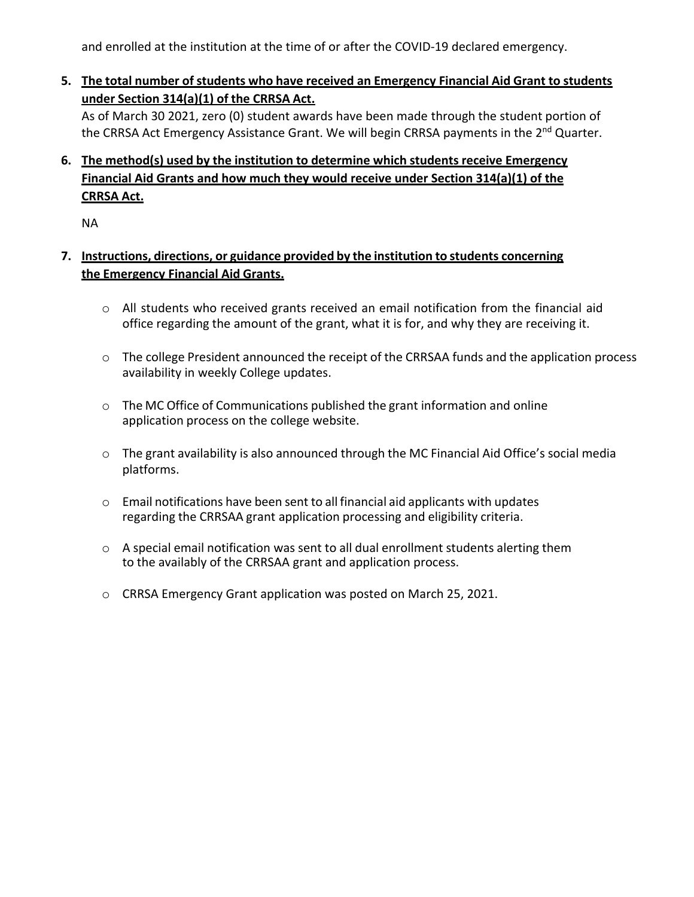and enrolled at the institution at the time of or after the COVID-19 declared emergency.

5. **The total number of students who have received an Emergency Financial Aid Grant to students under Section 314(a)(1) of the CRRSA Act.**
   As of March 30 2021, zero (0) student awards have been made through the student portion of the CRRSA Act Emergency Assistance Grant. We will begin CRRSA payments in the 2nd Quarter.

6. **The method(s) used by the institution to determine which students receive Emergency Financial Aid Grants and how much they would receive under Section 314(a)(1) of the CRRSA Act.**

   NA

7. **Instructions, directions, or guidance provided by the institution to students concerning the Emergency Financial Aid Grants.**

   - All students who received grants received an email notification from the financial aid office regarding the amount of the grant, what it is for, and why they are receiving it.
   - The college President announced the receipt of the CRRSAA funds and the application process availability in weekly College updates.
   - The MC Office of Communications published the grant information and online application process on the college website.
   - The grant availability is also announced through the MC Financial Aid Office's social media platforms.
   - Email notifications have been sent to all financial aid applicants with updates regarding the CRRSAA grant application processing and eligibility criteria.
   - A special email notification was sent to all dual enrollment students alerting them to the availably of the CRRSAA grant and application process.
   - CRRSA Emergency Grant application was posted on March 25, 2021.